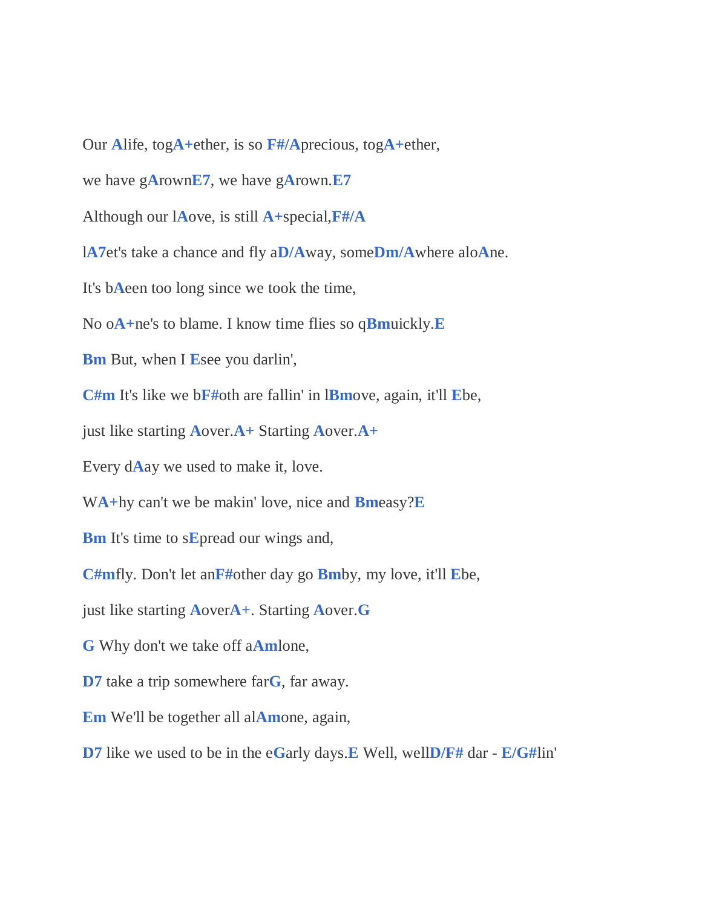Our **A**life, tog**A+**ether, is so **F#/A**precious, tog**A+**ether,

we have g**A**rown**E7**, we have g**A**rown.**E7**

Although our l**A**ove, is still **A+**special,**F#/A**

l**A7**et's take a chance and fly a**D/A**way, some**Dm/A**where alo**A**ne.

It's b**A**een too long since we took the time,

No o**A+**ne's to blame. I know time flies so q**Bm**uickly.**E**

**Bm** But, when I **E**see you darlin',

**C#m** It's like we b**F#**oth are fallin' in l**Bm**ove, again, it'll **E**be,

just like starting **A**over.**A+** Starting **A**over.**A+**

Every d**A**ay we used to make it, love.

W**A+**hy can't we be makin' love, nice and **Bm**easy?**E**

**Bm** It's time to s**E**pread our wings and,

**C#m**fly. Don't let an**F#**other day go **Bm**by, my love, it'll **E**be,

just like starting **A**over**A+**. Starting **A**over.**G**

**G** Why don't we take off a**Am**lone,

**D7** take a trip somewhere far**G**, far away.

**Em** We'll be together all al**Am**one, again,

**D7** like we used to be in the e**G**arly days.**E** Well, well**D/F#** dar - **E/G#**lin'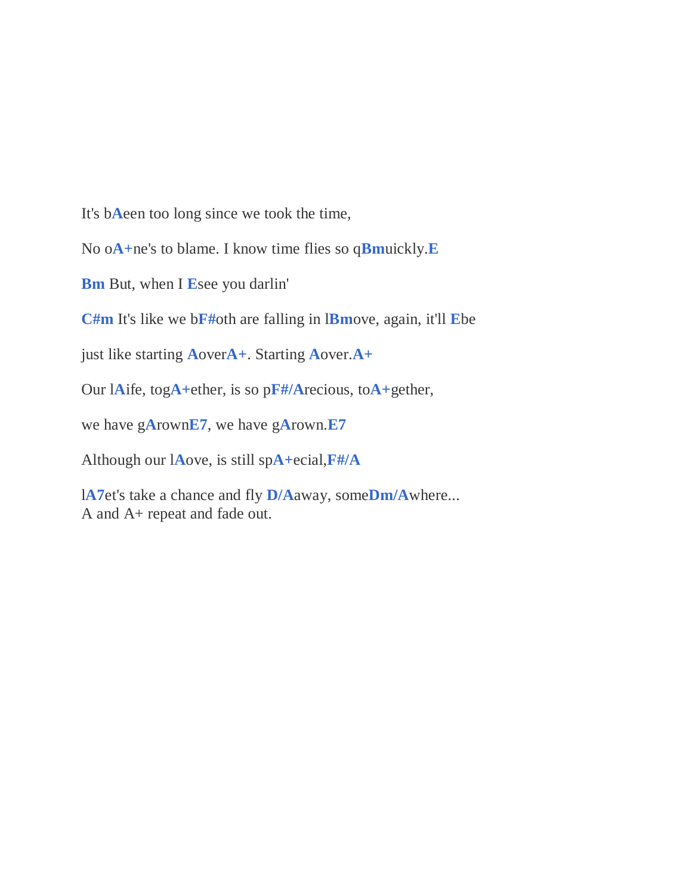It's b**A**een too long since we took the time,

No o**A+**ne's to blame. I know time flies so q**Bm**uickly.**E**

**Bm** But, when I **E**see you darlin'

**C#m** It's like we b**F#**oth are falling in l**Bm**ove, again, it'll **E**be

just like starting **A**over**A+**. Starting **A**over.**A+**

Our l**A**ife, tog**A+**ether, is so p**F#/A**recious, to**A+**gether,

we have g**A**rown**E7**, we have g**A**rown.**E7**

Although our l**A**ove, is still sp**A+**ecial,**F#/A**

l**A7**et's take a chance and fly **D/A**away, some**Dm/A**where...
A and A+ repeat and fade out.